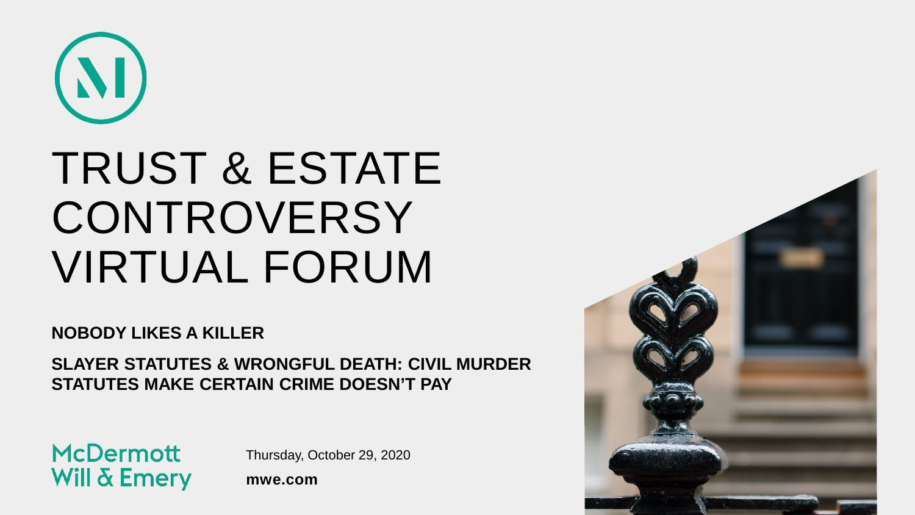# TRUST & ESTATE CONTROVERSY VIRTUAL FORUM

**NOBODY LIKES A KILLER**

**SLAYER STATUTES & WRONGFUL DEATH: CIVIL MURDER STATUTES MAKE CERTAIN CRIME DOESN'T PAY**

McDermott Will & Emery

Thursday, October 29, 2020

**mwe.com**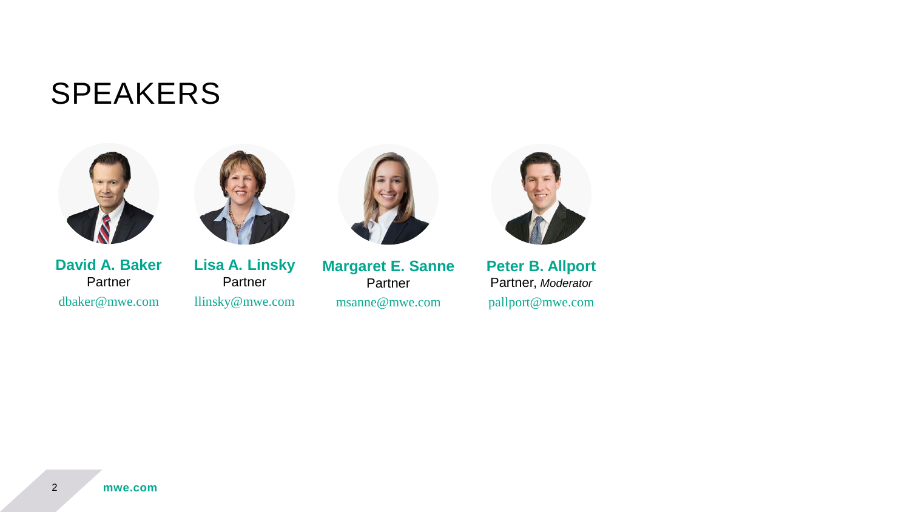# SPEAKERS

**David A. Baker**
Partner
dbaker@mwe.com

**Lisa A. Linsky**
Partner
llinsky@mwe.com

**Margaret E. Sanne**
Partner
msanne@mwe.com

**Peter B. Allport**
Partner, *Moderator*
pallport@mwe.com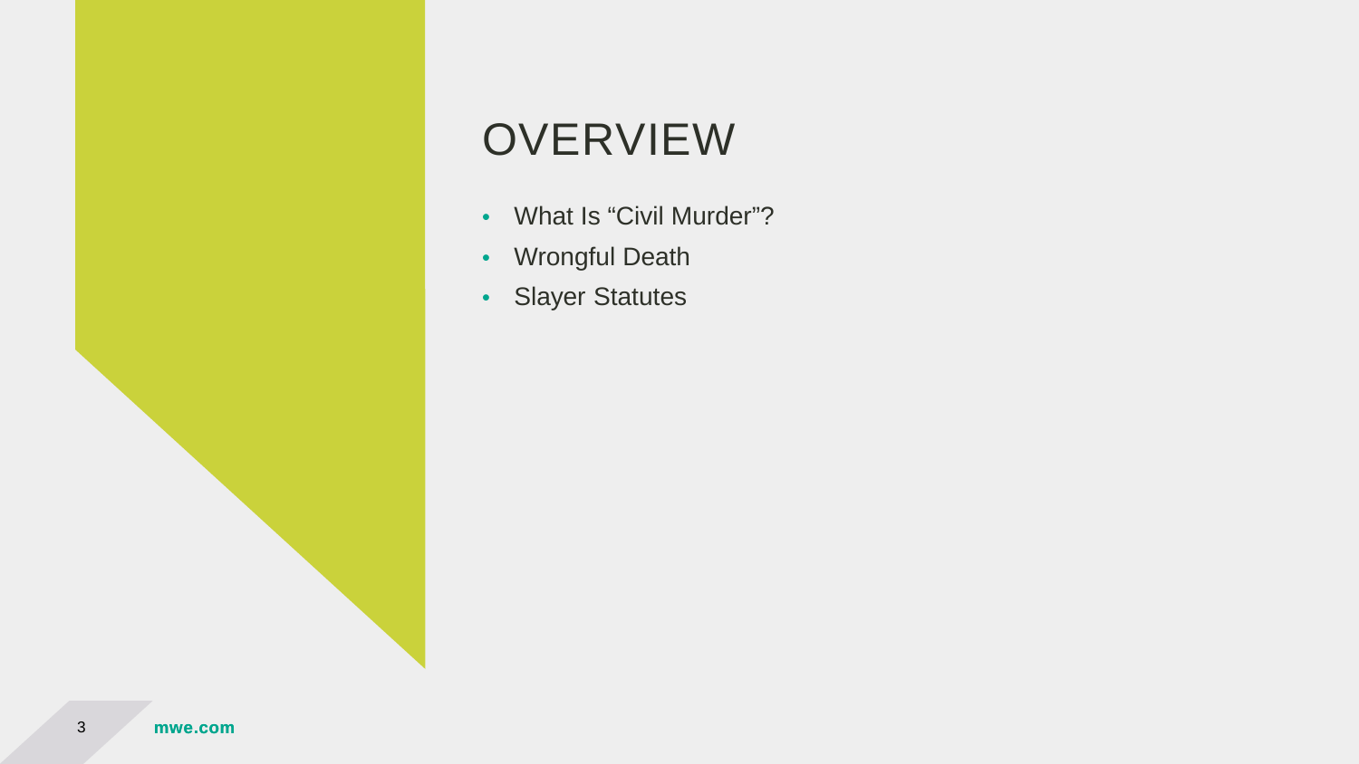# OVERVIEW

- What Is “Civil Murder”?
- Wrongful Death
- Slayer Statutes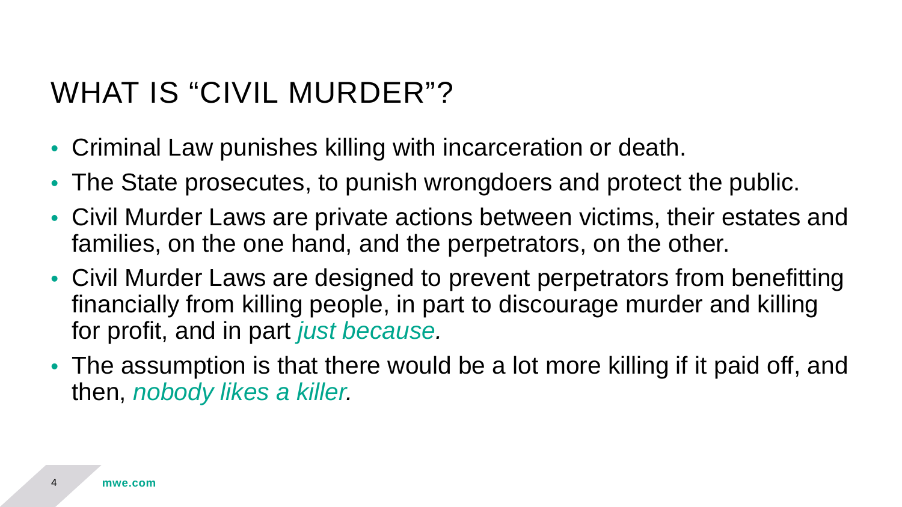# WHAT IS "CIVIL MURDER"?

- Criminal Law punishes killing with incarceration or death.
- The State prosecutes, to punish wrongdoers and protect the public.
- Civil Murder Laws are private actions between victims, their estates and families, on the one hand, and the perpetrators, on the other.
- Civil Murder Laws are designed to prevent perpetrators from benefitting financially from killing people, in part to discourage murder and killing for profit, and in part *just because.*
- The assumption is that there would be a lot more killing if it paid off, and then, *nobody likes a killer.*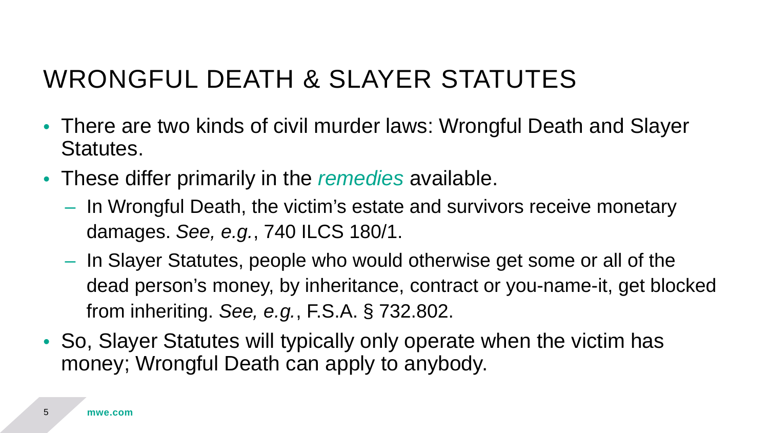# WRONGFUL DEATH & SLAYER STATUTES

- There are two kinds of civil murder laws: Wrongful Death and Slayer Statutes.
- These differ primarily in the *remedies* available.
  - In Wrongful Death, the victim's estate and survivors receive monetary damages. *See, e.g.*, 740 ILCS 180/1.
  - In Slayer Statutes, people who would otherwise get some or all of the dead person's money, by inheritance, contract or you-name-it, get blocked from inheriting. *See, e.g.*, F.S.A. § 732.802.
- So, Slayer Statutes will typically only operate when the victim has money; Wrongful Death can apply to anybody.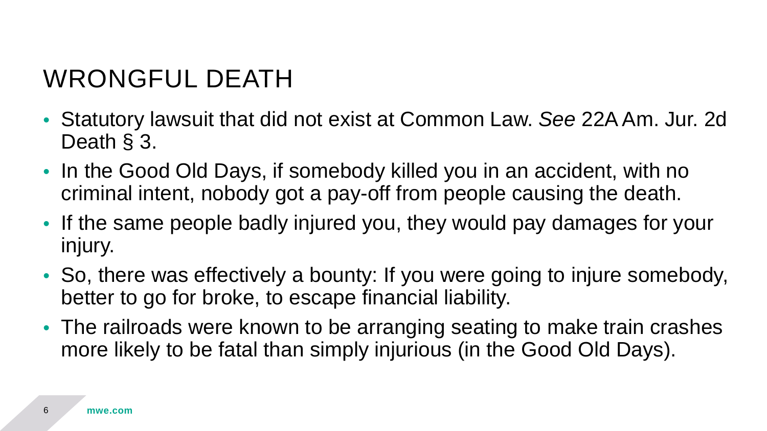# WRONGFUL DEATH

- Statutory lawsuit that did not exist at Common Law. *See* 22A Am. Jur. 2d Death § 3.
- In the Good Old Days, if somebody killed you in an accident, with no criminal intent, nobody got a pay-off from people causing the death.
- If the same people badly injured you, they would pay damages for your injury.
- So, there was effectively a bounty: If you were going to injure somebody, better to go for broke, to escape financial liability.
- The railroads were known to be arranging seating to make train crashes more likely to be fatal than simply injurious (in the Good Old Days).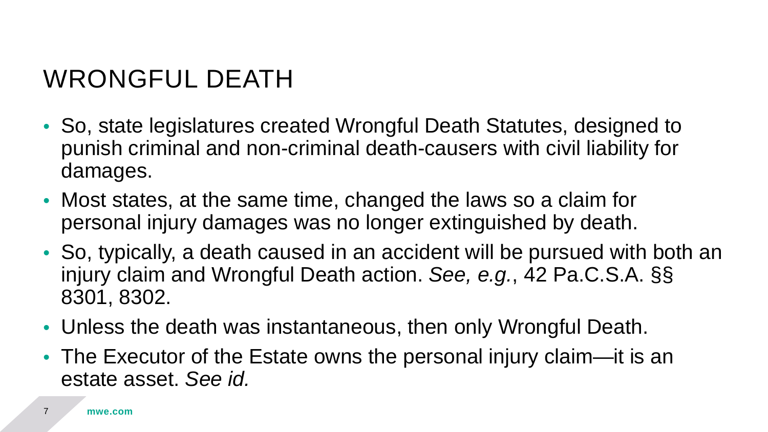# WRONGFUL DEATH

- So, state legislatures created Wrongful Death Statutes, designed to punish criminal and non-criminal death-causers with civil liability for damages.
- Most states, at the same time, changed the laws so a claim for personal injury damages was no longer extinguished by death.
- So, typically, a death caused in an accident will be pursued with both an injury claim and Wrongful Death action. *See, e.g.*, 42 Pa.C.S.A. §§ 8301, 8302.
- Unless the death was instantaneous, then only Wrongful Death.
- The Executor of the Estate owns the personal injury claim—it is an estate asset. *See id.*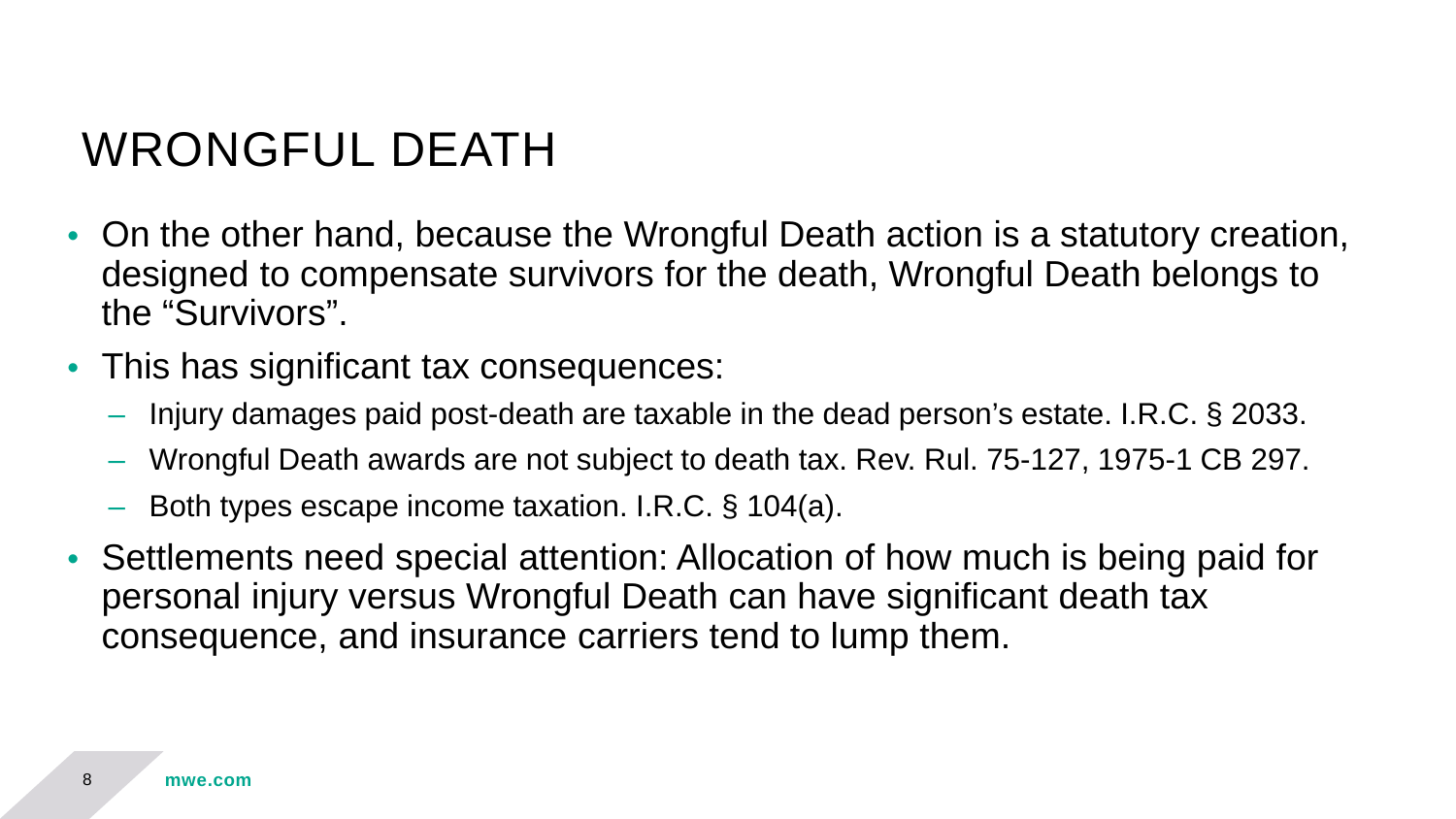# WRONGFUL DEATH

- On the other hand, because the Wrongful Death action is a statutory creation, designed to compensate survivors for the death, Wrongful Death belongs to the "Survivors".
- This has significant tax consequences:
  - Injury damages paid post-death are taxable in the dead person's estate. I.R.C. § 2033.
  - Wrongful Death awards are not subject to death tax. Rev. Rul. 75-127, 1975-1 CB 297.
  - Both types escape income taxation. I.R.C. § 104(a).
- Settlements need special attention: Allocation of how much is being paid for personal injury versus Wrongful Death can have significant death tax consequence, and insurance carriers tend to lump them.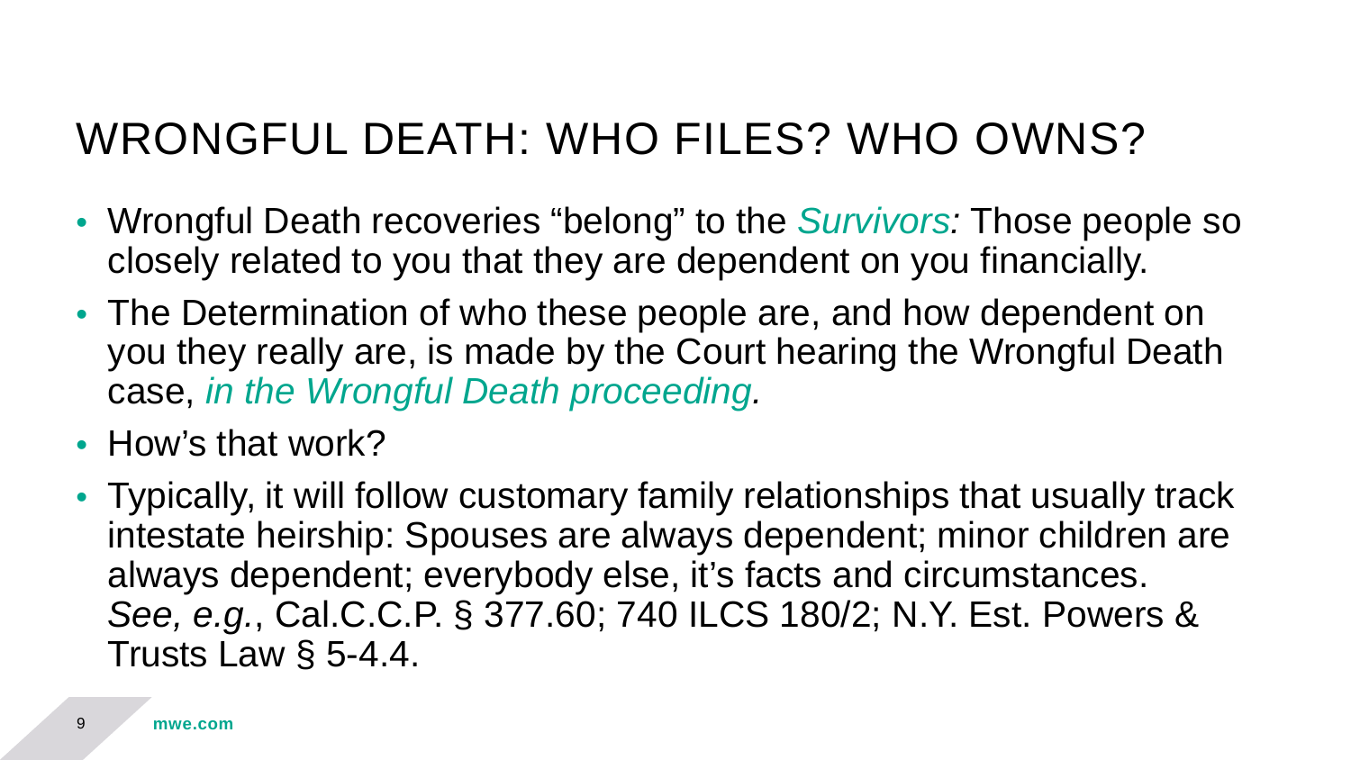# WRONGFUL DEATH: WHO FILES? WHO OWNS?

- Wrongful Death recoveries "belong" to the *Survivors:* Those people so closely related to you that they are dependent on you financially.
- The Determination of who these people are, and how dependent on you they really are, is made by the Court hearing the Wrongful Death case, *in the Wrongful Death proceeding.*
- How's that work?
- Typically, it will follow customary family relationships that usually track intestate heirship: Spouses are always dependent; minor children are always dependent; everybody else, it's facts and circumstances. *See, e.g.*, Cal.C.C.P. § 377.60; 740 ILCS 180/2; N.Y. Est. Powers & Trusts Law § 5-4.4.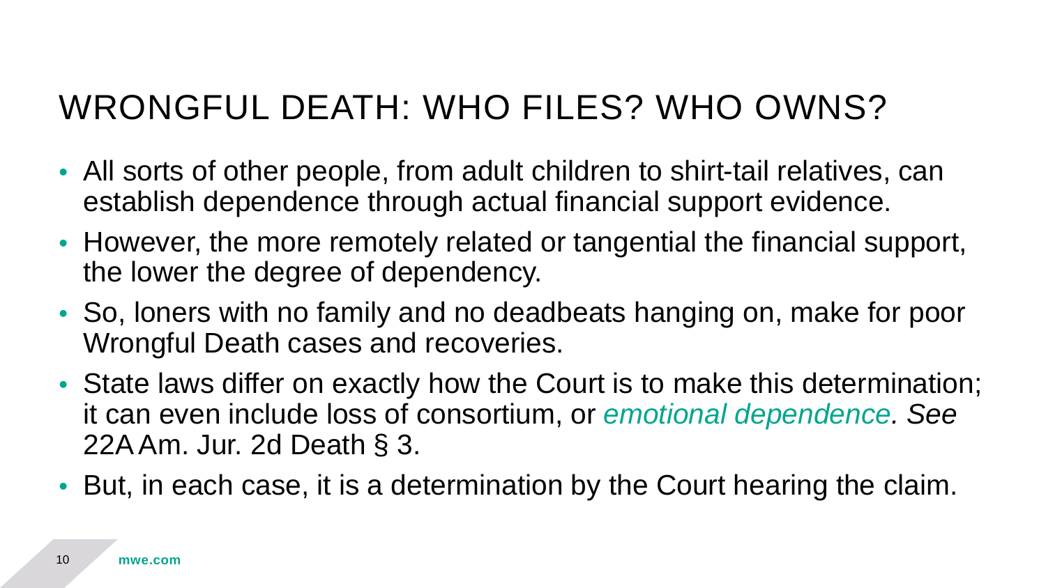# WRONGFUL DEATH: WHO FILES? WHO OWNS?

- All sorts of other people, from adult children to shirt-tail relatives, can establish dependence through actual financial support evidence.
- However, the more remotely related or tangential the financial support, the lower the degree of dependency.
- So, loners with no family and no deadbeats hanging on, make for poor Wrongful Death cases and recoveries.
- State laws differ on exactly how the Court is to make this determination; it can even include loss of consortium, or *emotional dependence. See* 22A Am. Jur. 2d Death § 3.
- But, in each case, it is a determination by the Court hearing the claim.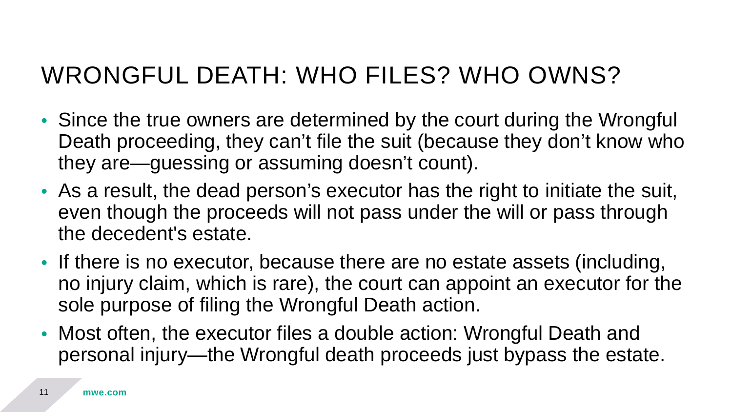# WRONGFUL DEATH: WHO FILES? WHO OWNS?

- Since the true owners are determined by the court during the Wrongful Death proceeding, they can't file the suit (because they don't know who they are—guessing or assuming doesn't count).
- As a result, the dead person's executor has the right to initiate the suit, even though the proceeds will not pass under the will or pass through the decedent's estate.
- If there is no executor, because there are no estate assets (including, no injury claim, which is rare), the court can appoint an executor for the sole purpose of filing the Wrongful Death action.
- Most often, the executor files a double action: Wrongful Death and personal injury—the Wrongful death proceeds just bypass the estate.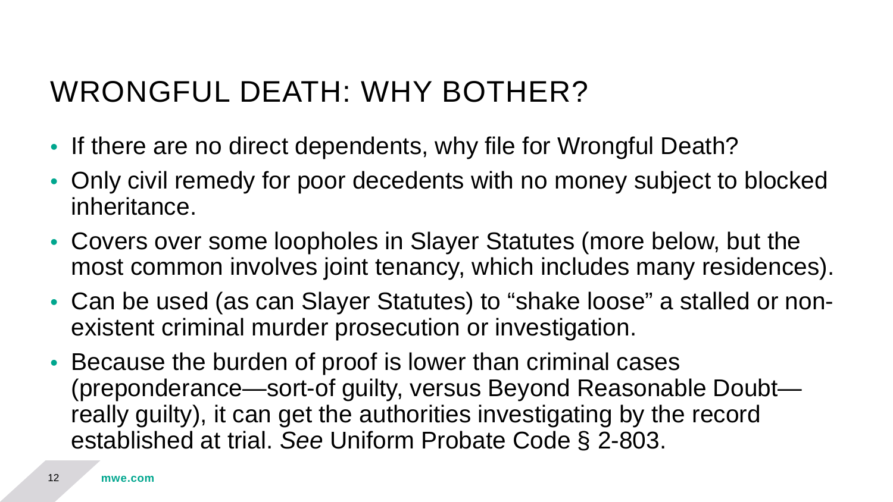# WRONGFUL DEATH: WHY BOTHER?

- If there are no direct dependents, why file for Wrongful Death?
- Only civil remedy for poor decedents with no money subject to blocked inheritance.
- Covers over some loopholes in Slayer Statutes (more below, but the most common involves joint tenancy, which includes many residences).
- Can be used (as can Slayer Statutes) to "shake loose" a stalled or non-existent criminal murder prosecution or investigation.
- Because the burden of proof is lower than criminal cases (preponderance—sort-of guilty, versus Beyond Reasonable Doubt—really guilty), it can get the authorities investigating by the record established at trial. *See* Uniform Probate Code § 2-803.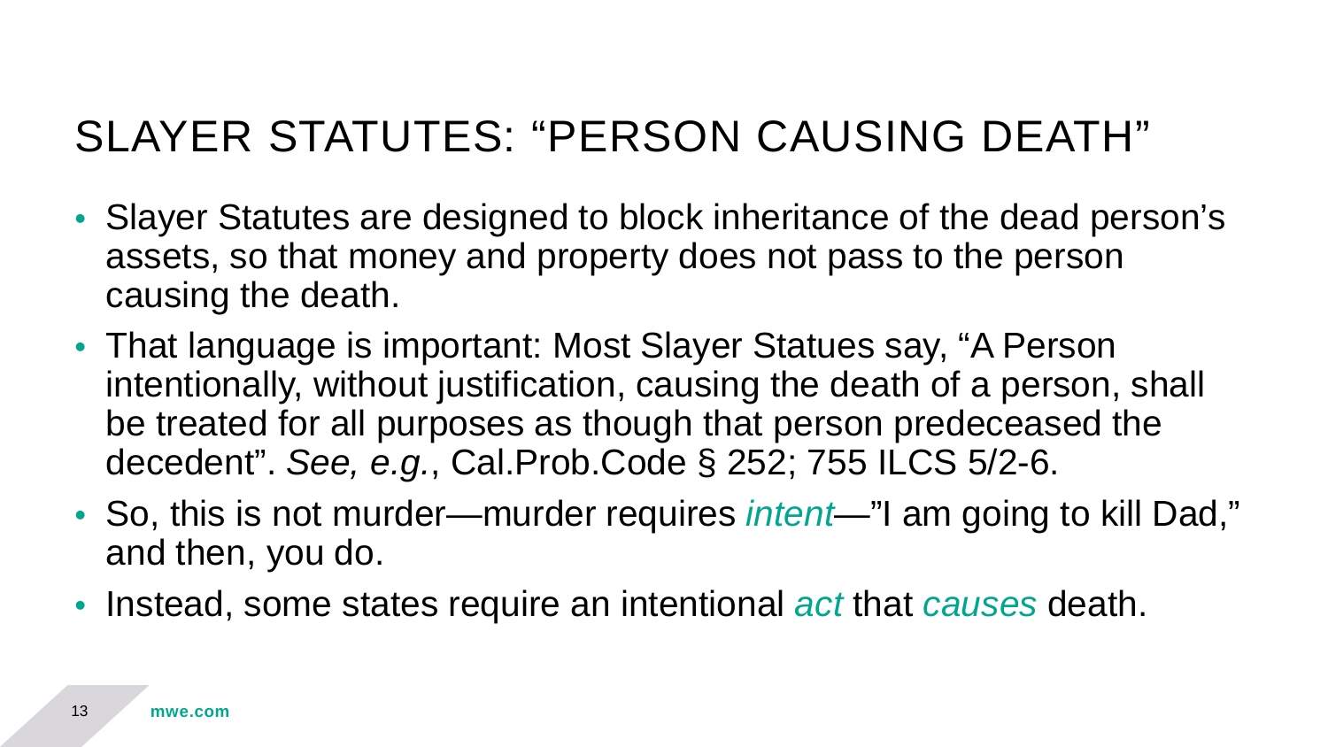# SLAYER STATUTES: "PERSON CAUSING DEATH"

- Slayer Statutes are designed to block inheritance of the dead person's assets, so that money and property does not pass to the person causing the death.
- That language is important: Most Slayer Statues say, "A Person intentionally, without justification, causing the death of a person, shall be treated for all purposes as though that person predeceased the decedent". *See, e.g.*, Cal.Prob.Code § 252; 755 ILCS 5/2-6.
- So, this is not murder—murder requires *intent*—"I am going to kill Dad," and then, you do.
- Instead, some states require an intentional *act* that *causes* death.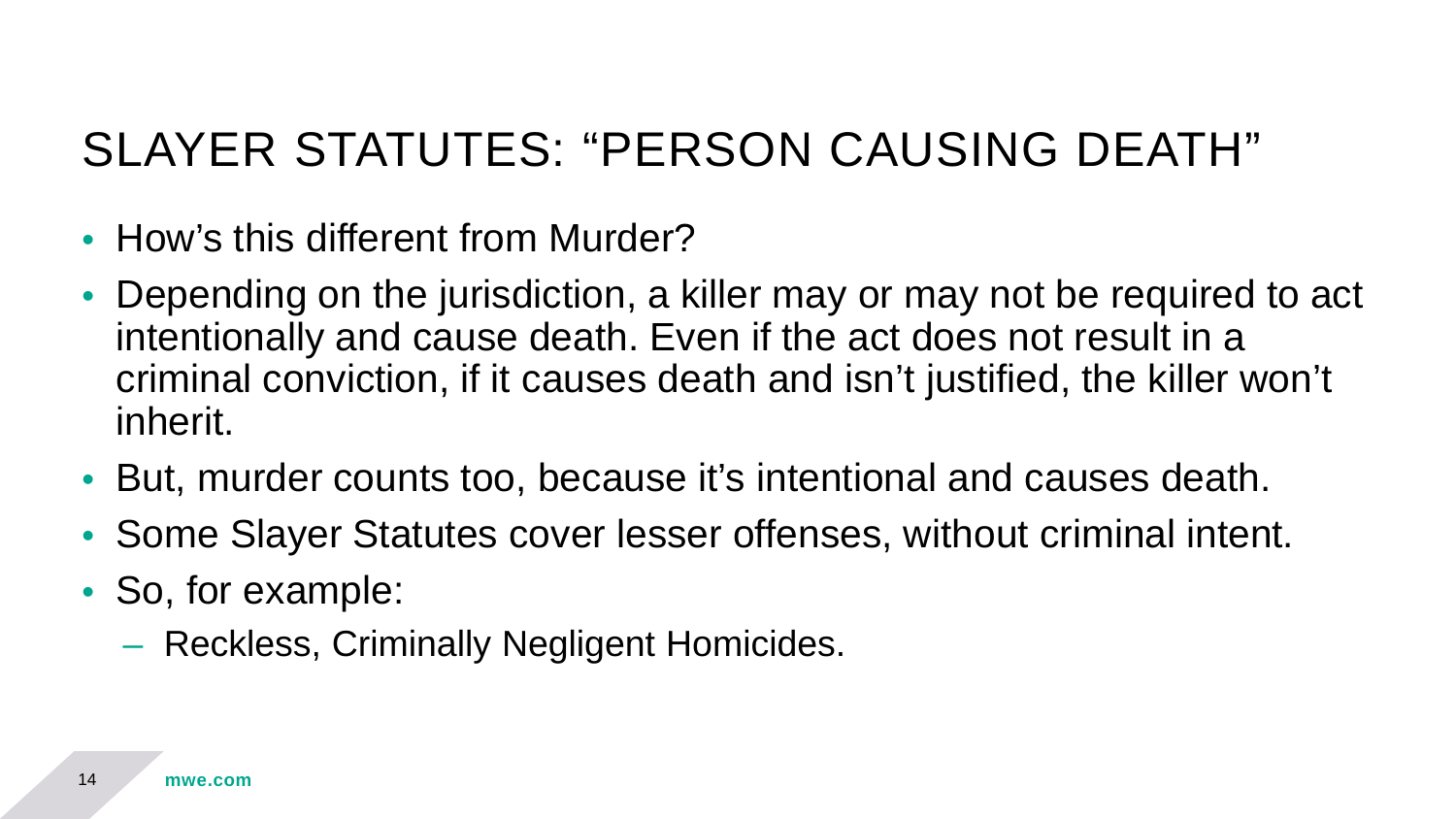# SLAYER STATUTES: “PERSON CAUSING DEATH”

- How’s this different from Murder?
- Depending on the jurisdiction, a killer may or may not be required to act intentionally and cause death. Even if the act does not result in a criminal conviction, if it causes death and isn’t justified, the killer won’t inherit.
- But, murder counts too, because it’s intentional and causes death.
- Some Slayer Statutes cover lesser offenses, without criminal intent.
- So, for example:
  - Reckless, Criminally Negligent Homicides.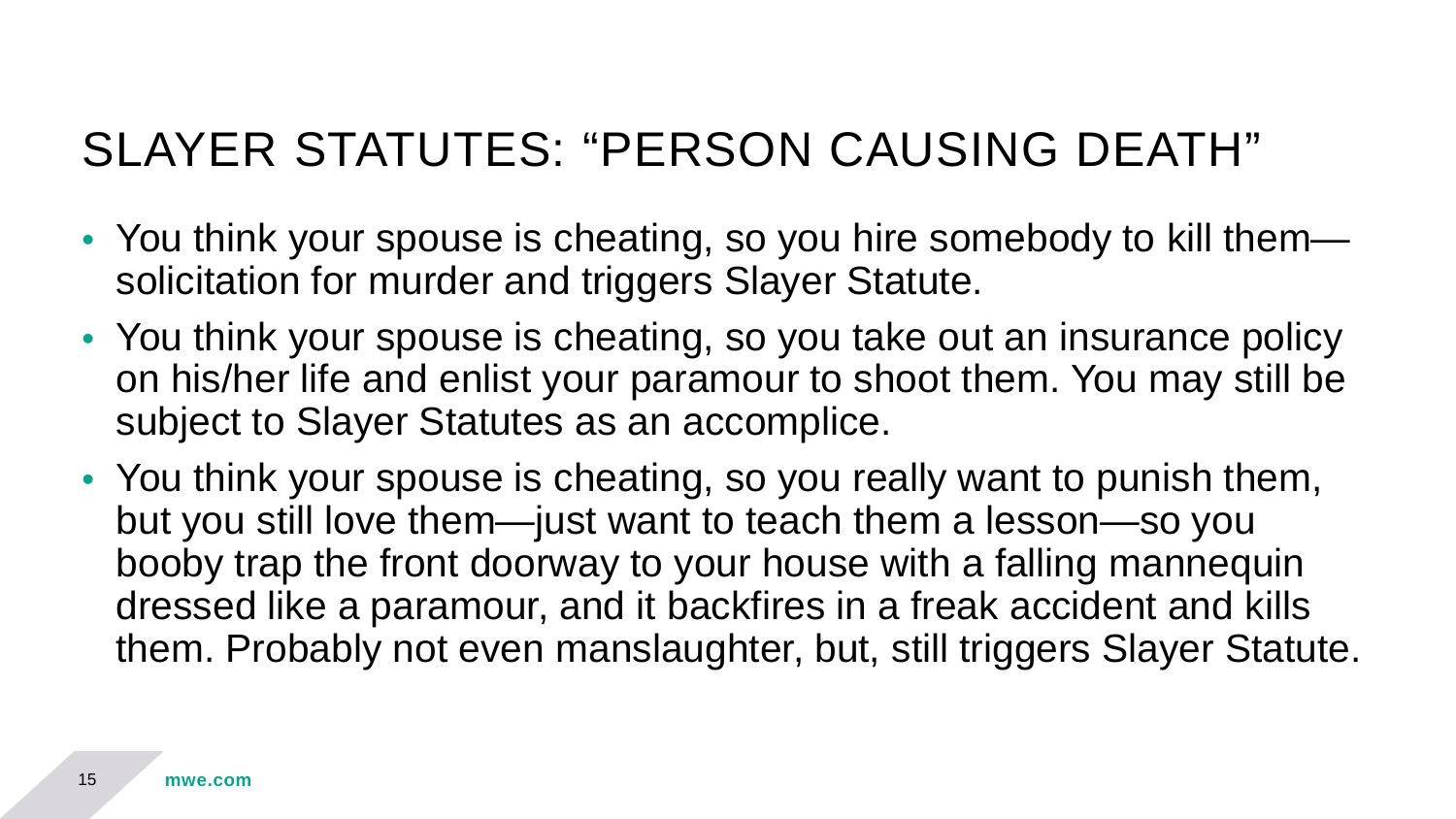# SLAYER STATUTES: "PERSON CAUSING DEATH"

- You think your spouse is cheating, so you hire somebody to kill them—solicitation for murder and triggers Slayer Statute.
- You think your spouse is cheating, so you take out an insurance policy on his/her life and enlist your paramour to shoot them. You may still be subject to Slayer Statutes as an accomplice.
- You think your spouse is cheating, so you really want to punish them, but you still love them—just want to teach them a lesson—so you booby trap the front doorway to your house with a falling mannequin dressed like a paramour, and it backfires in a freak accident and kills them. Probably not even manslaughter, but, still triggers Slayer Statute.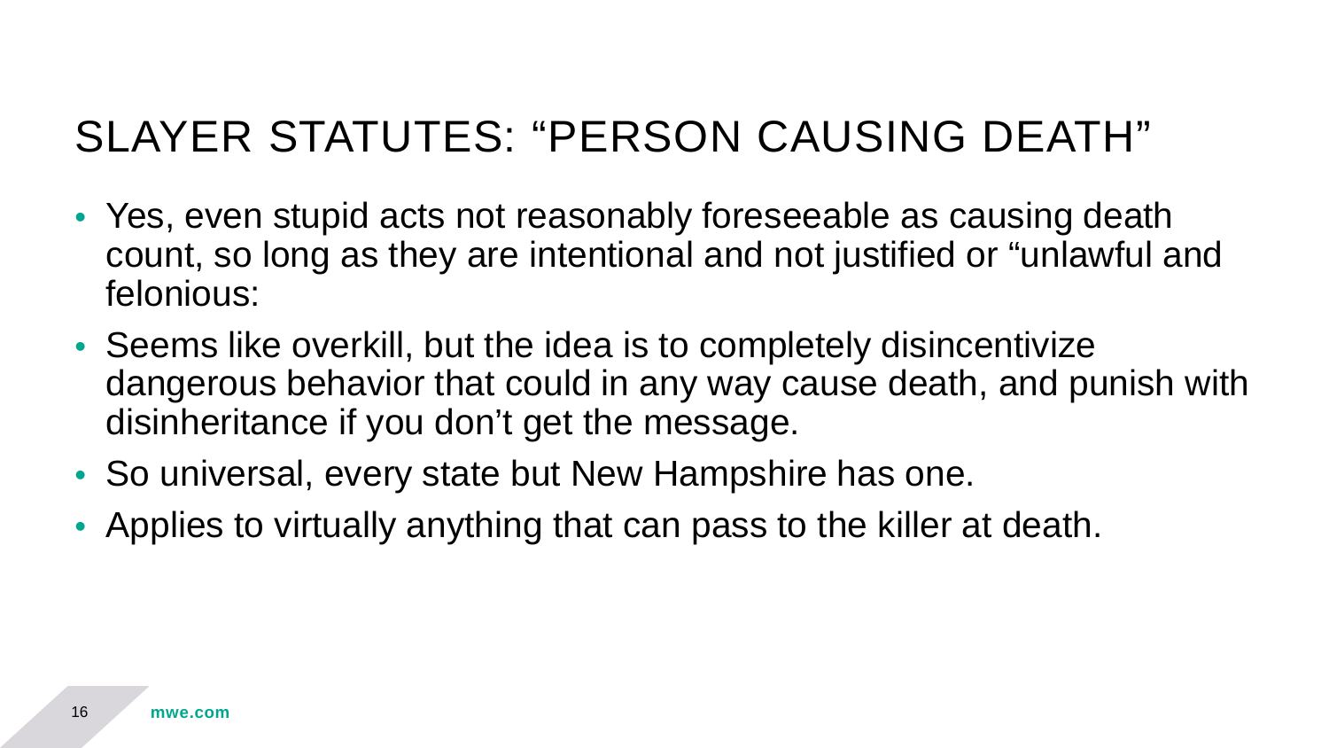# SLAYER STATUTES: "PERSON CAUSING DEATH"

- Yes, even stupid acts not reasonably foreseeable as causing death count, so long as they are intentional and not justified or "unlawful and felonious:
- Seems like overkill, but the idea is to completely disincentivize dangerous behavior that could in any way cause death, and punish with disinheritance if you don't get the message.
- So universal, every state but New Hampshire has one.
- Applies to virtually anything that can pass to the killer at death.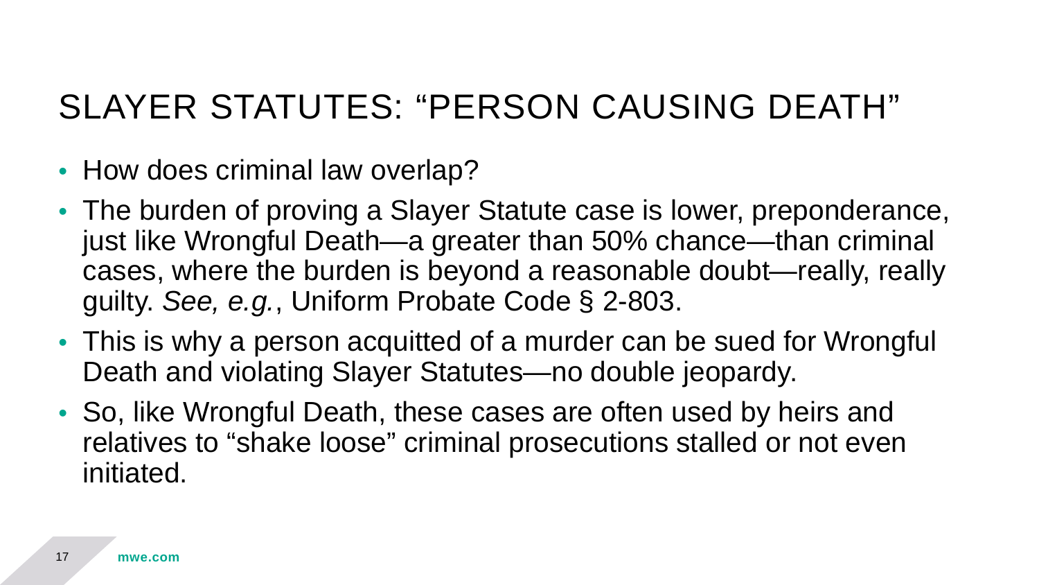# SLAYER STATUTES: "PERSON CAUSING DEATH"

- How does criminal law overlap?
- The burden of proving a Slayer Statute case is lower, preponderance, just like Wrongful Death—a greater than 50% chance—than criminal cases, where the burden is beyond a reasonable doubt—really, really guilty. *See, e.g.*, Uniform Probate Code § 2-803.
- This is why a person acquitted of a murder can be sued for Wrongful Death and violating Slayer Statutes—no double jeopardy.
- So, like Wrongful Death, these cases are often used by heirs and relatives to "shake loose" criminal prosecutions stalled or not even initiated.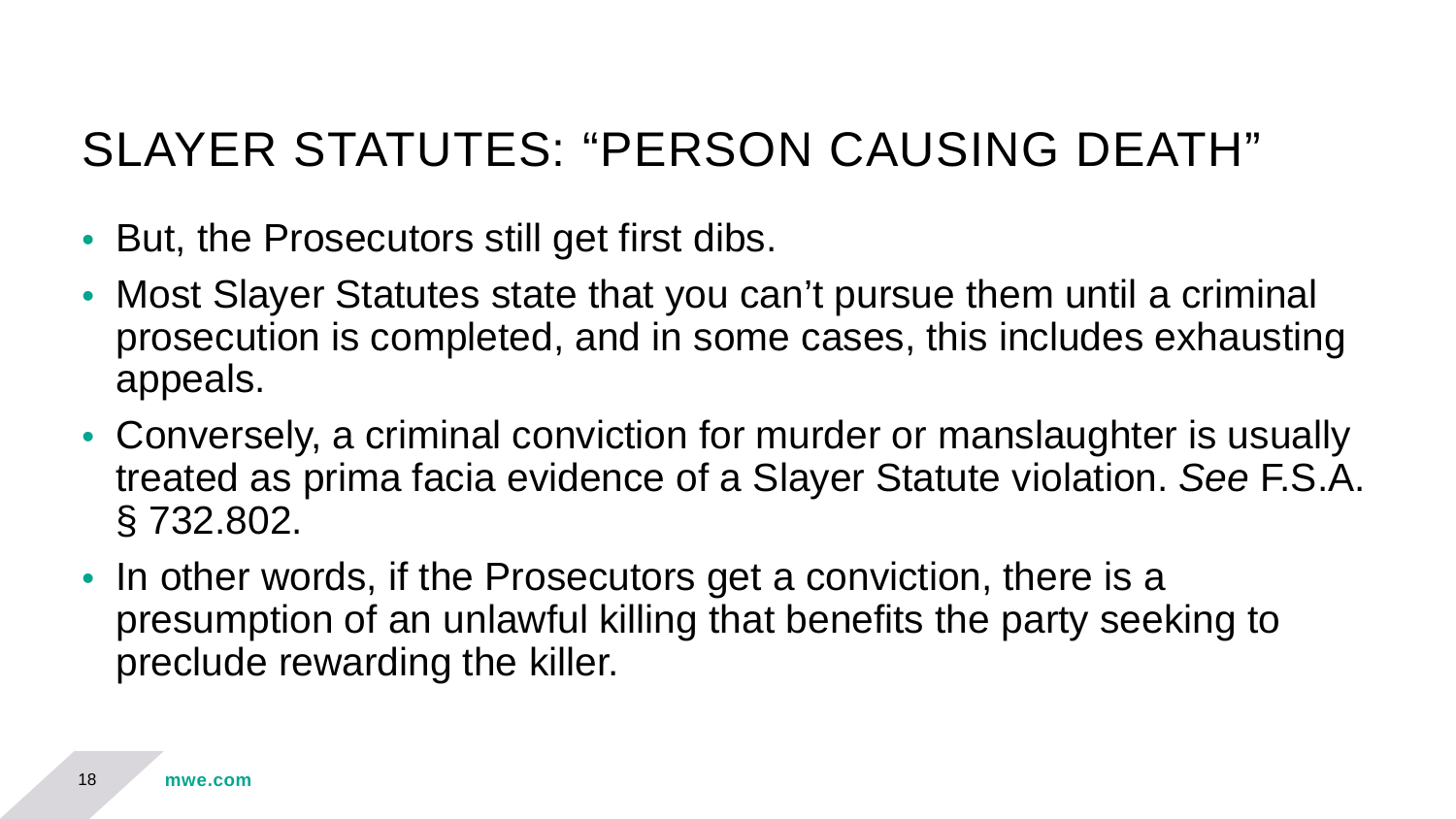# SLAYER STATUTES: "PERSON CAUSING DEATH"

- But, the Prosecutors still get first dibs.
- Most Slayer Statutes state that you can't pursue them until a criminal prosecution is completed, and in some cases, this includes exhausting appeals.
- Conversely, a criminal conviction for murder or manslaughter is usually treated as prima facia evidence of a Slayer Statute violation. *See* F.S.A. § 732.802.
- In other words, if the Prosecutors get a conviction, there is a presumption of an unlawful killing that benefits the party seeking to preclude rewarding the killer.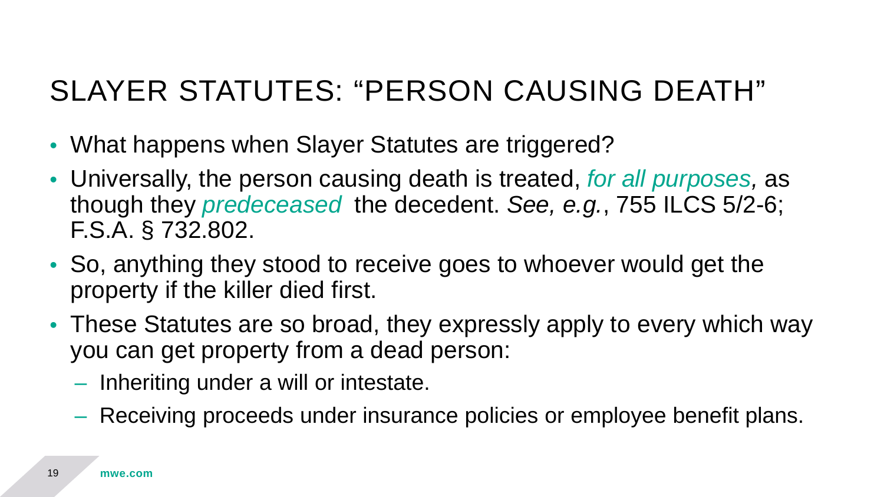# SLAYER STATUTES: "PERSON CAUSING DEATH"

- What happens when Slayer Statutes are triggered?
- Universally, the person causing death is treated, *for all purposes,* as though they *predeceased* the decedent. *See, e.g.*, 755 ILCS 5/2-6; F.S.A. § 732.802.
- So, anything they stood to receive goes to whoever would get the property if the killer died first.
- These Statutes are so broad, they expressly apply to every which way you can get property from a dead person:
  - Inheriting under a will or intestate.
  - Receiving proceeds under insurance policies or employee benefit plans.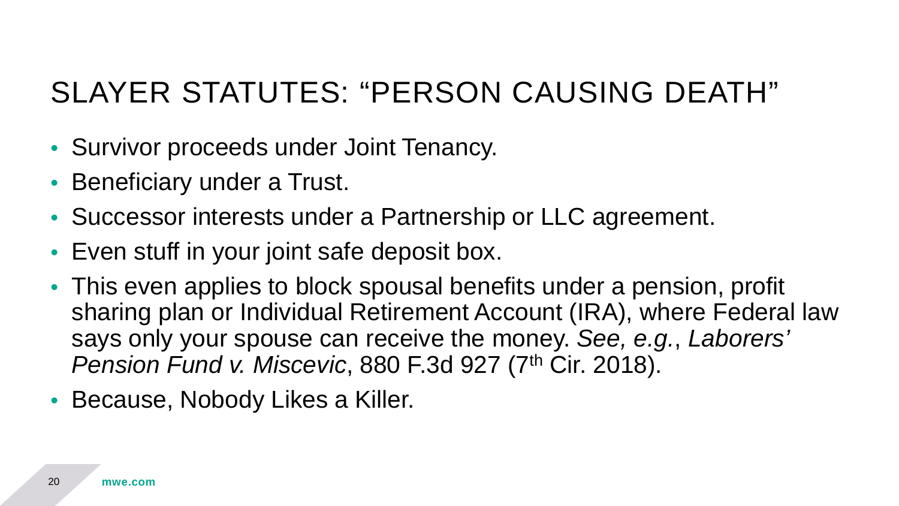# SLAYER STATUTES: "PERSON CAUSING DEATH"

- Survivor proceeds under Joint Tenancy.
- Beneficiary under a Trust.
- Successor interests under a Partnership or LLC agreement.
- Even stuff in your joint safe deposit box.
- This even applies to block spousal benefits under a pension, profit sharing plan or Individual Retirement Account (IRA), where Federal law says only your spouse can receive the money. *See, e.g.*, *Laborers' Pension Fund v. Miscevic*, 880 F.3d 927 (7th Cir. 2018).
- Because, Nobody Likes a Killer.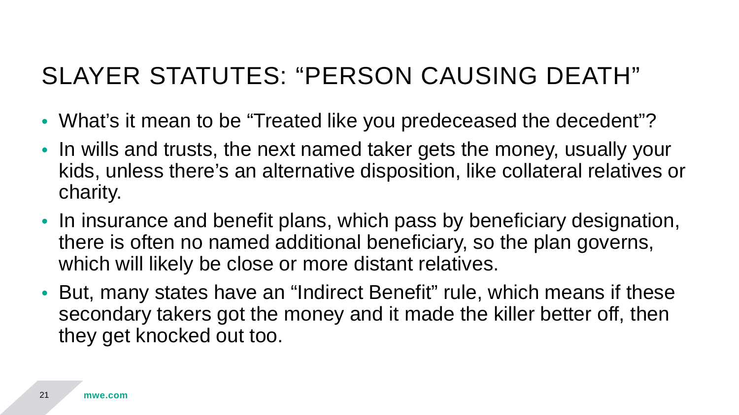# SLAYER STATUTES: "PERSON CAUSING DEATH"

- What's it mean to be "Treated like you predeceased the decedent"?
- In wills and trusts, the next named taker gets the money, usually your kids, unless there's an alternative disposition, like collateral relatives or charity.
- In insurance and benefit plans, which pass by beneficiary designation, there is often no named additional beneficiary, so the plan governs, which will likely be close or more distant relatives.
- But, many states have an "Indirect Benefit" rule, which means if these secondary takers got the money and it made the killer better off, then they get knocked out too.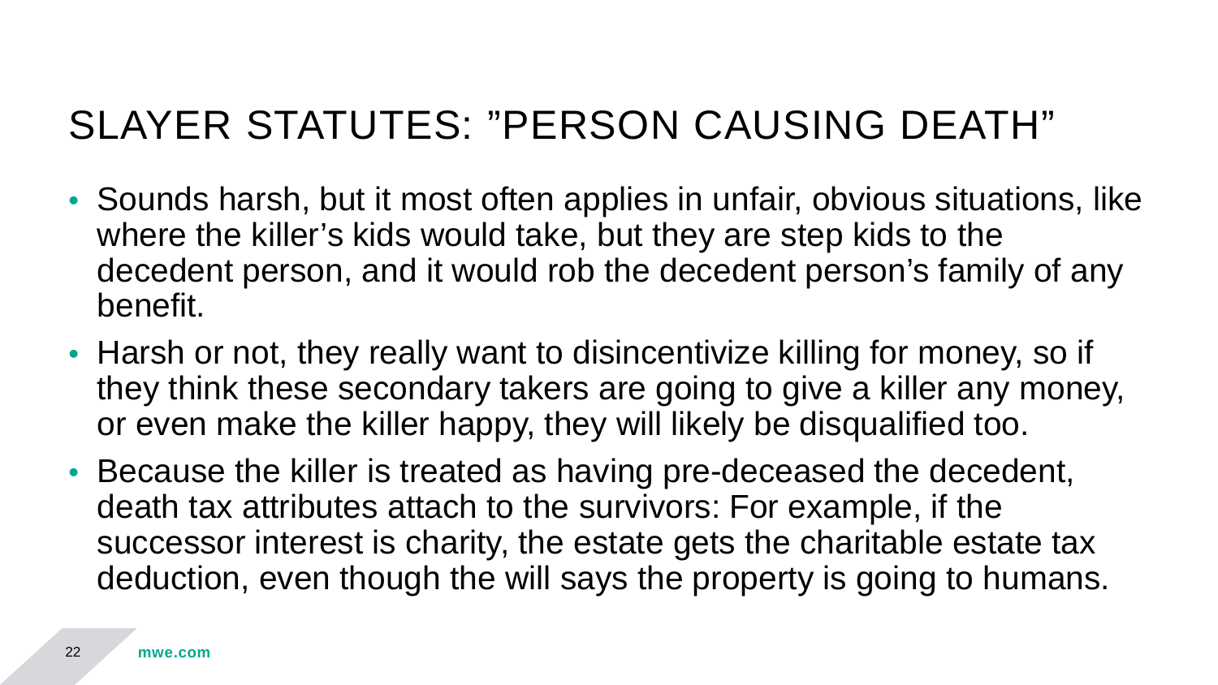# SLAYER STATUTES: "PERSON CAUSING DEATH"

- Sounds harsh, but it most often applies in unfair, obvious situations, like where the killer's kids would take, but they are step kids to the decedent person, and it would rob the decedent person's family of any benefit.
- Harsh or not, they really want to disincentivize killing for money, so if they think these secondary takers are going to give a killer any money, or even make the killer happy, they will likely be disqualified too.
- Because the killer is treated as having pre-deceased the decedent, death tax attributes attach to the survivors: For example, if the successor interest is charity, the estate gets the charitable estate tax deduction, even though the will says the property is going to humans.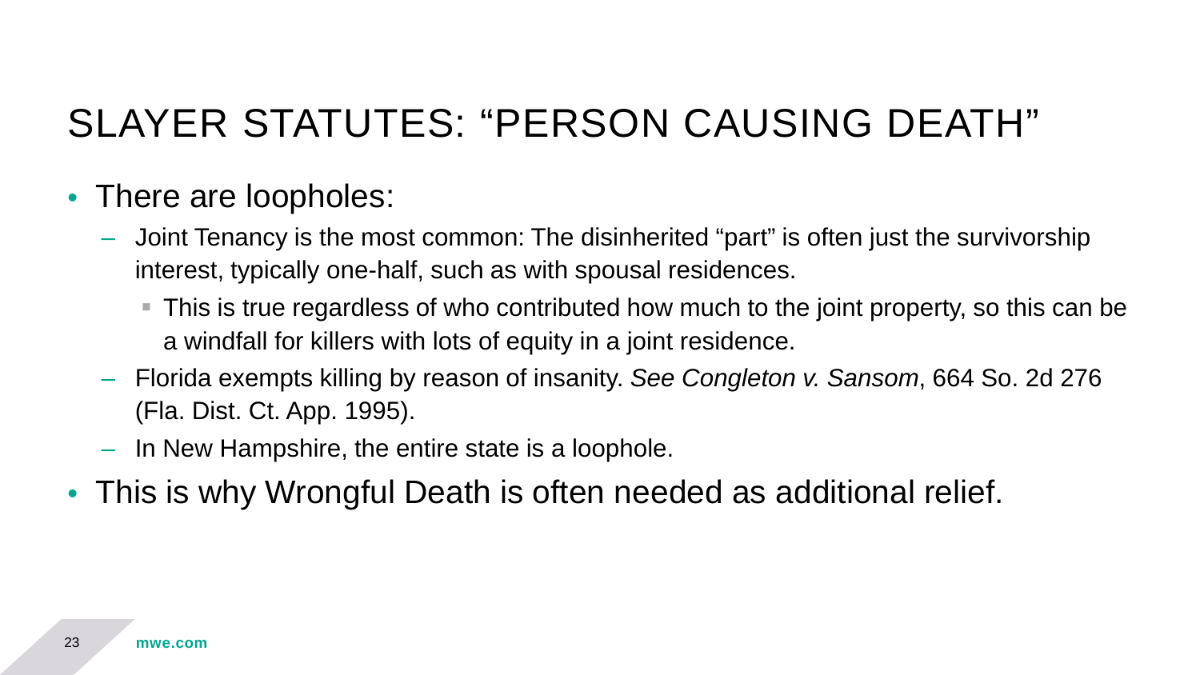# SLAYER STATUTES: "PERSON CAUSING DEATH"

- There are loopholes:
  - Joint Tenancy is the most common: The disinherited "part" is often just the survivorship interest, typically one-half, such as with spousal residences.
    - This is true regardless of who contributed how much to the joint property, so this can be a windfall for killers with lots of equity in a joint residence.
  - Florida exempts killing by reason of insanity. *See Congleton v. Sansom*, 664 So. 2d 276 (Fla. Dist. Ct. App. 1995).
  - In New Hampshire, the entire state is a loophole.
- This is why Wrongful Death is often needed as additional relief.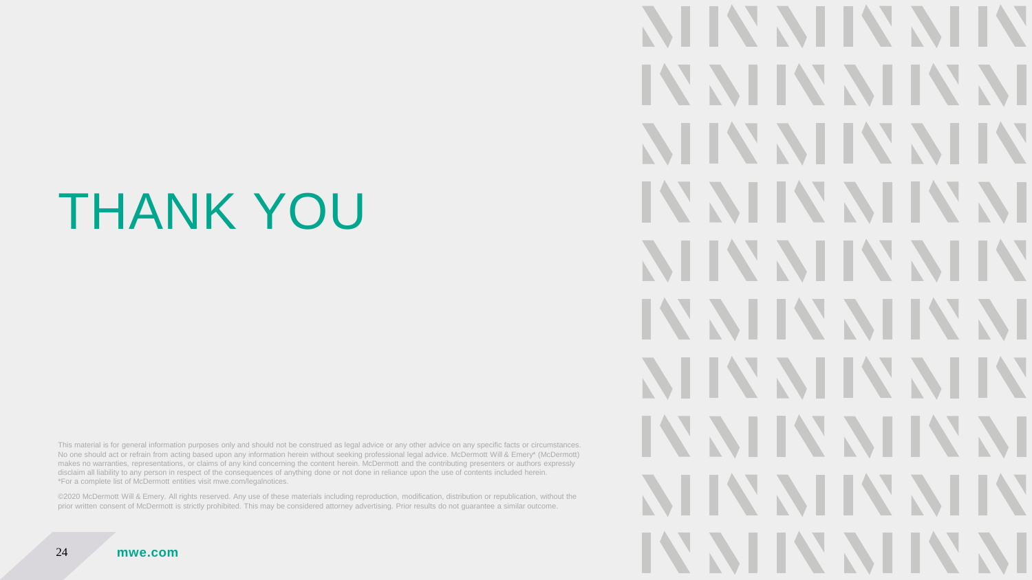# THANK YOU

This material is for general information purposes only and should not be construed as legal advice or any other advice on any specific facts or circumstances. No one should act or refrain from acting based upon any information herein without seeking professional legal advice. McDermott Will & Emery* (McDermott) makes no warranties, representations, or claims of any kind concerning the content herein. McDermott and the contributing presenters or authors expressly disclaim all liability to any person in respect of the consequences of anything done or not done in reliance upon the use of contents included herein.
*For a complete list of McDermott entities visit mwe.com/legalnotices.

©2020 McDermott Will & Emery. All rights reserved. Any use of these materials including reproduction, modification, distribution or republication, without the prior written consent of McDermott is strictly prohibited. This may be considered attorney advertising. Prior results do not guarantee a similar outcome.

**mwe.com**